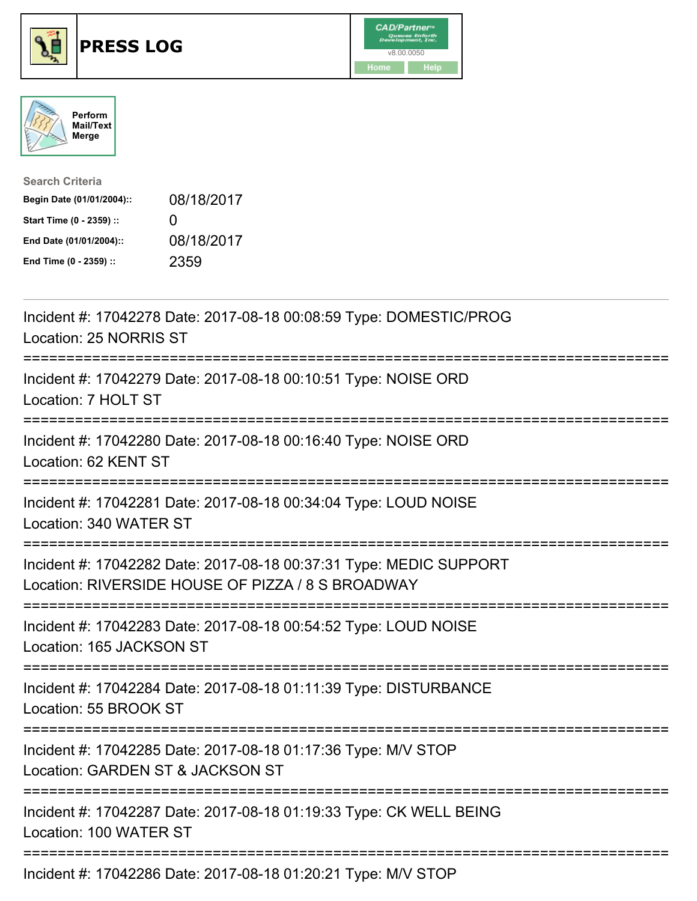# PRESS LOG

CAD/Partner™ v8.00.0050

Home Help

Perform Mail/Text Merge

**Search Criteria**

| | |
|---|---|
| **Begin Date (01/01/2004)::** | 08/18/2017 |
| **Start Time (0 - 2359) ::** | 0 |
| **End Date (01/01/2004)::** | 08/18/2017 |
| **End Time (0 - 2359) ::** | 2359 |

---

Incident #: 17042278 Date: 2017-08-18 00:08:59 Type: DOMESTIC/PROG
Location: 25 NORRIS ST

===========================================================================

Incident #: 17042279 Date: 2017-08-18 00:10:51 Type: NOISE ORD
Location: 7 HOLT ST

===========================================================================

Incident #: 17042280 Date: 2017-08-18 00:16:40 Type: NOISE ORD
Location: 62 KENT ST

===========================================================================

Incident #: 17042281 Date: 2017-08-18 00:34:04 Type: LOUD NOISE
Location: 340 WATER ST

===========================================================================

Incident #: 17042282 Date: 2017-08-18 00:37:31 Type: MEDIC SUPPORT
Location: RIVERSIDE HOUSE OF PIZZA / 8 S BROADWAY

===========================================================================

Incident #: 17042283 Date: 2017-08-18 00:54:52 Type: LOUD NOISE
Location: 165 JACKSON ST

===========================================================================

Incident #: 17042284 Date: 2017-08-18 01:11:39 Type: DISTURBANCE
Location: 55 BROOK ST

===========================================================================

Incident #: 17042285 Date: 2017-08-18 01:17:36 Type: M/V STOP
Location: GARDEN ST & JACKSON ST

===========================================================================

Incident #: 17042287 Date: 2017-08-18 01:19:33 Type: CK WELL BEING
Location: 100 WATER ST

===========================================================================

Incident #: 17042286 Date: 2017-08-18 01:20:21 Type: M/V STOP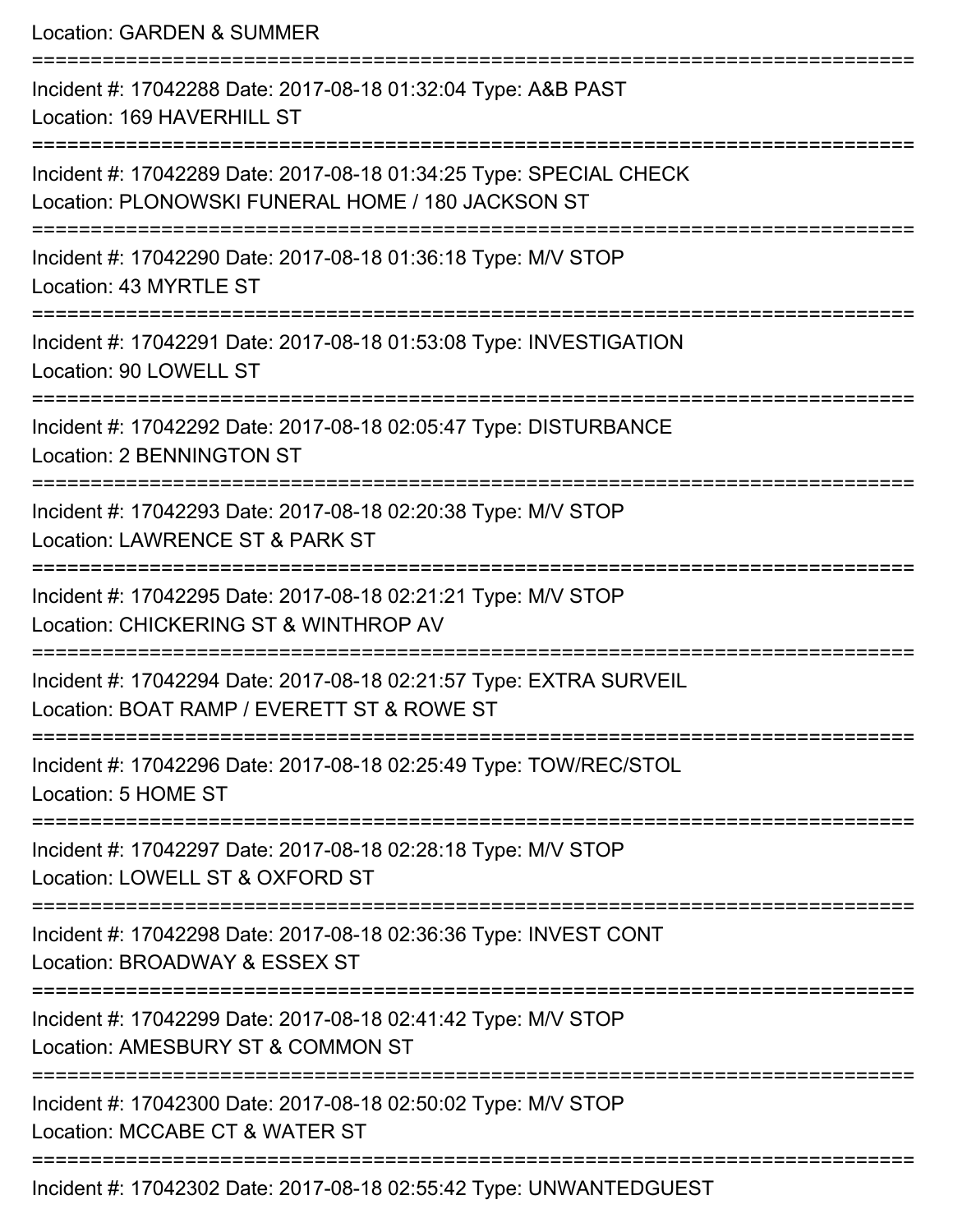Location: GARDEN & SUMMER

===========================================================================

Incident #: 17042288 Date: 2017-08-18 01:32:04 Type: A&B PAST
Location: 169 HAVERHILL ST

===========================================================================

Incident #: 17042289 Date: 2017-08-18 01:34:25 Type: SPECIAL CHECK
Location: PLONOWSKI FUNERAL HOME / 180 JACKSON ST

===========================================================================

Incident #: 17042290 Date: 2017-08-18 01:36:18 Type: M/V STOP
Location: 43 MYRTLE ST

===========================================================================

Incident #: 17042291 Date: 2017-08-18 01:53:08 Type: INVESTIGATION
Location: 90 LOWELL ST

===========================================================================

Incident #: 17042292 Date: 2017-08-18 02:05:47 Type: DISTURBANCE
Location: 2 BENNINGTON ST

===========================================================================

Incident #: 17042293 Date: 2017-08-18 02:20:38 Type: M/V STOP
Location: LAWRENCE ST & PARK ST

===========================================================================

Incident #: 17042295 Date: 2017-08-18 02:21:21 Type: M/V STOP
Location: CHICKERING ST & WINTHROP AV

===========================================================================

Incident #: 17042294 Date: 2017-08-18 02:21:57 Type: EXTRA SURVEIL
Location: BOAT RAMP / EVERETT ST & ROWE ST

===========================================================================

Incident #: 17042296 Date: 2017-08-18 02:25:49 Type: TOW/REC/STOL
Location: 5 HOME ST

===========================================================================

Incident #: 17042297 Date: 2017-08-18 02:28:18 Type: M/V STOP
Location: LOWELL ST & OXFORD ST

===========================================================================

Incident #: 17042298 Date: 2017-08-18 02:36:36 Type: INVEST CONT
Location: BROADWAY & ESSEX ST

===========================================================================

Incident #: 17042299 Date: 2017-08-18 02:41:42 Type: M/V STOP
Location: AMESBURY ST & COMMON ST

===========================================================================

Incident #: 17042300 Date: 2017-08-18 02:50:02 Type: M/V STOP
Location: MCCABE CT & WATER ST

===========================================================================

Incident #: 17042302 Date: 2017-08-18 02:55:42 Type: UNWANTEDGUEST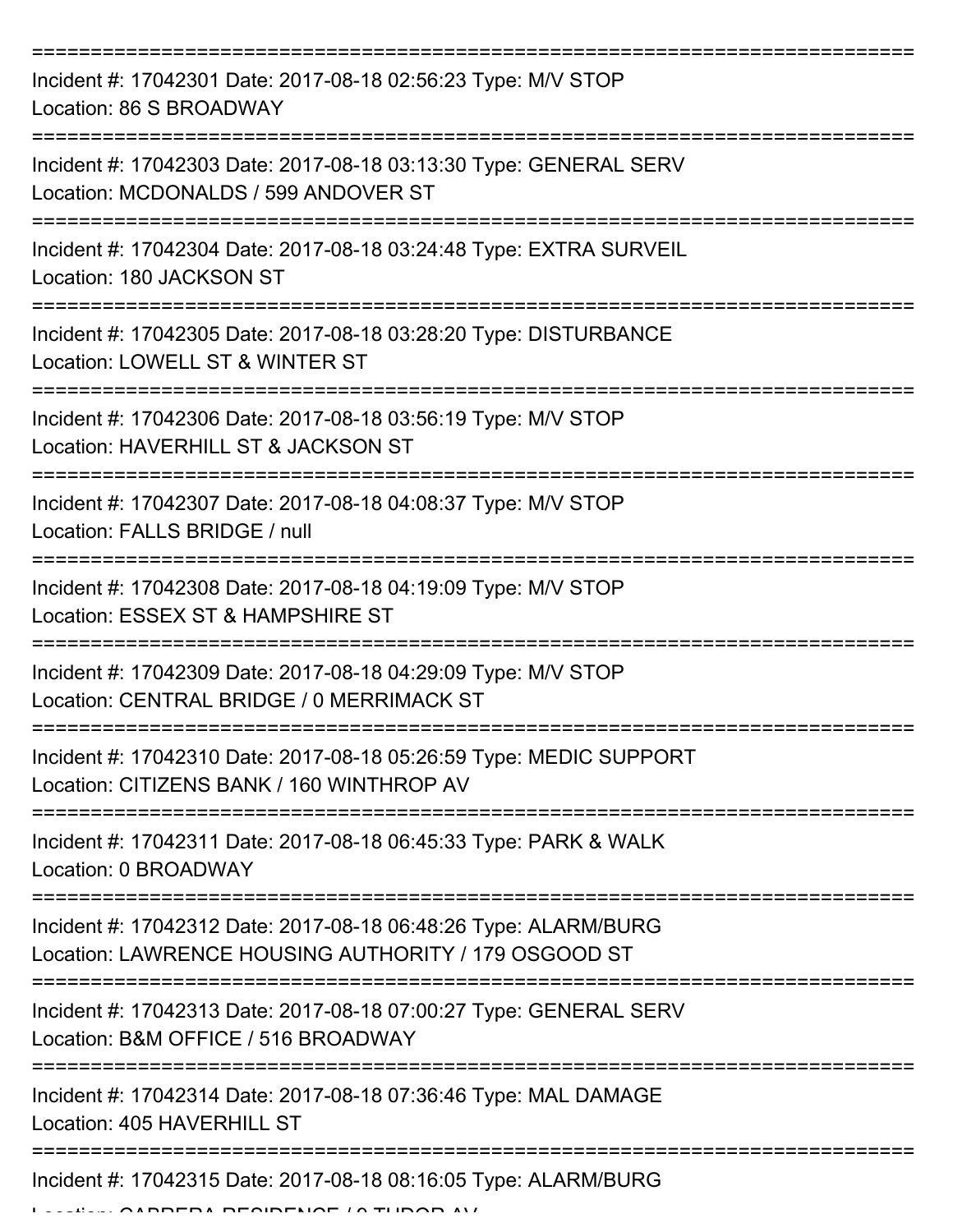===========================================================================

Incident #: 17042301 Date: 2017-08-18 02:56:23 Type: M/V STOP
Location: 86 S BROADWAY

===========================================================================

Incident #: 17042303 Date: 2017-08-18 03:13:30 Type: GENERAL SERV
Location: MCDONALDS / 599 ANDOVER ST

===========================================================================

Incident #: 17042304 Date: 2017-08-18 03:24:48 Type: EXTRA SURVEIL
Location: 180 JACKSON ST

===========================================================================

Incident #: 17042305 Date: 2017-08-18 03:28:20 Type: DISTURBANCE
Location: LOWELL ST & WINTER ST

===========================================================================

Incident #: 17042306 Date: 2017-08-18 03:56:19 Type: M/V STOP
Location: HAVERHILL ST & JACKSON ST

===========================================================================

Incident #: 17042307 Date: 2017-08-18 04:08:37 Type: M/V STOP
Location: FALLS BRIDGE / null

===========================================================================

Incident #: 17042308 Date: 2017-08-18 04:19:09 Type: M/V STOP
Location: ESSEX ST & HAMPSHIRE ST

===========================================================================

Incident #: 17042309 Date: 2017-08-18 04:29:09 Type: M/V STOP
Location: CENTRAL BRIDGE / 0 MERRIMACK ST

===========================================================================

Incident #: 17042310 Date: 2017-08-18 05:26:59 Type: MEDIC SUPPORT
Location: CITIZENS BANK / 160 WINTHROP AV

===========================================================================

Incident #: 17042311 Date: 2017-08-18 06:45:33 Type: PARK & WALK
Location: 0 BROADWAY

===========================================================================

Incident #: 17042312 Date: 2017-08-18 06:48:26 Type: ALARM/BURG
Location: LAWRENCE HOUSING AUTHORITY / 179 OSGOOD ST

===========================================================================

Incident #: 17042313 Date: 2017-08-18 07:00:27 Type: GENERAL SERV
Location: B&M OFFICE / 516 BROADWAY

===========================================================================

Incident #: 17042314 Date: 2017-08-18 07:36:46 Type: MAL DAMAGE
Location: 405 HAVERHILL ST

===========================================================================

Incident #: 17042315 Date: 2017-08-18 08:16:05 Type: ALARM/BURG
Location: CABRERA RESIDENCE / 9 TUDOR AV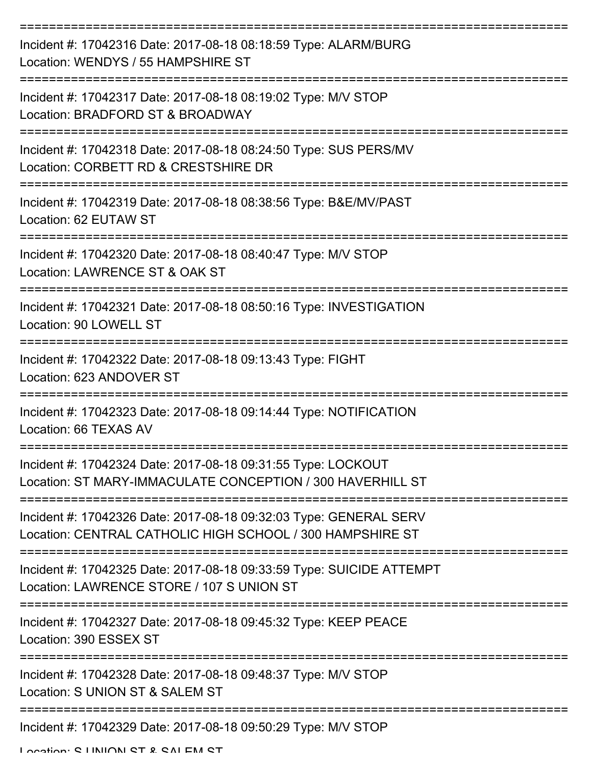Incident #: 17042316 Date: 2017-08-18 08:18:59 Type: ALARM/BURG
Location: WENDYS / 55 HAMPSHIRE ST

Incident #: 17042317 Date: 2017-08-18 08:19:02 Type: M/V STOP
Location: BRADFORD ST & BROADWAY

Incident #: 17042318 Date: 2017-08-18 08:24:50 Type: SUS PERS/MV
Location: CORBETT RD & CRESTSHIRE DR

Incident #: 17042319 Date: 2017-08-18 08:38:56 Type: B&E/MV/PAST
Location: 62 EUTAW ST

Incident #: 17042320 Date: 2017-08-18 08:40:47 Type: M/V STOP
Location: LAWRENCE ST & OAK ST

Incident #: 17042321 Date: 2017-08-18 08:50:16 Type: INVESTIGATION
Location: 90 LOWELL ST

Incident #: 17042322 Date: 2017-08-18 09:13:43 Type: FIGHT
Location: 623 ANDOVER ST

Incident #: 17042323 Date: 2017-08-18 09:14:44 Type: NOTIFICATION
Location: 66 TEXAS AV

Incident #: 17042324 Date: 2017-08-18 09:31:55 Type: LOCKOUT
Location: ST MARY-IMMACULATE CONCEPTION / 300 HAVERHILL ST

Incident #: 17042326 Date: 2017-08-18 09:32:03 Type: GENERAL SERV
Location: CENTRAL CATHOLIC HIGH SCHOOL / 300 HAMPSHIRE ST

Incident #: 17042325 Date: 2017-08-18 09:33:59 Type: SUICIDE ATTEMPT
Location: LAWRENCE STORE / 107 S UNION ST

Incident #: 17042327 Date: 2017-08-18 09:45:32 Type: KEEP PEACE
Location: 390 ESSEX ST

Incident #: 17042328 Date: 2017-08-18 09:48:37 Type: M/V STOP
Location: S UNION ST & SALEM ST

Incident #: 17042329 Date: 2017-08-18 09:50:29 Type: M/V STOP
Location: S UNION ST & SALEM ST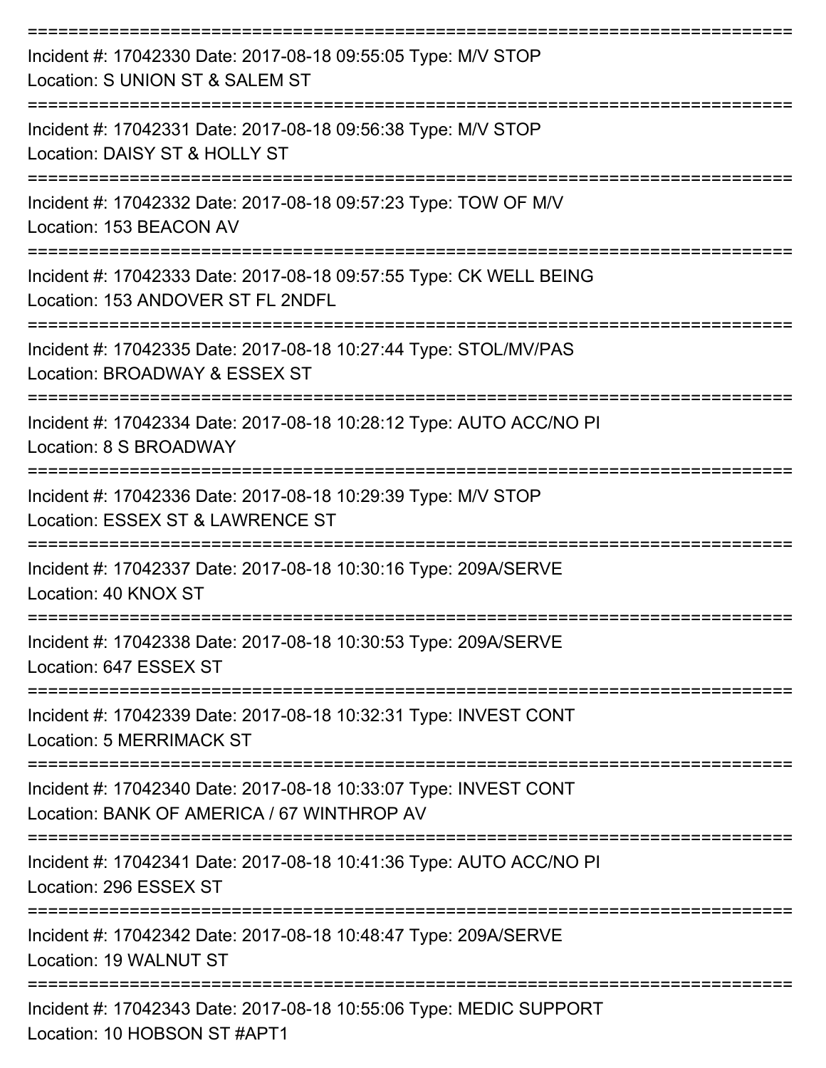===========================================================================

Incident #: 17042330 Date: 2017-08-18 09:55:05 Type: M/V STOP
Location: S UNION ST & SALEM ST

===========================================================================

Incident #: 17042331 Date: 2017-08-18 09:56:38 Type: M/V STOP
Location: DAISY ST & HOLLY ST

===========================================================================

Incident #: 17042332 Date: 2017-08-18 09:57:23 Type: TOW OF M/V
Location: 153 BEACON AV

===========================================================================

Incident #: 17042333 Date: 2017-08-18 09:57:55 Type: CK WELL BEING
Location: 153 ANDOVER ST FL 2NDFL

===========================================================================

Incident #: 17042335 Date: 2017-08-18 10:27:44 Type: STOL/MV/PAS
Location: BROADWAY & ESSEX ST

===========================================================================

Incident #: 17042334 Date: 2017-08-18 10:28:12 Type: AUTO ACC/NO PI
Location: 8 S BROADWAY

===========================================================================

Incident #: 17042336 Date: 2017-08-18 10:29:39 Type: M/V STOP
Location: ESSEX ST & LAWRENCE ST

===========================================================================

Incident #: 17042337 Date: 2017-08-18 10:30:16 Type: 209A/SERVE
Location: 40 KNOX ST

===========================================================================

Incident #: 17042338 Date: 2017-08-18 10:30:53 Type: 209A/SERVE
Location: 647 ESSEX ST

===========================================================================

Incident #: 17042339 Date: 2017-08-18 10:32:31 Type: INVEST CONT
Location: 5 MERRIMACK ST

===========================================================================

Incident #: 17042340 Date: 2017-08-18 10:33:07 Type: INVEST CONT
Location: BANK OF AMERICA / 67 WINTHROP AV

===========================================================================

Incident #: 17042341 Date: 2017-08-18 10:41:36 Type: AUTO ACC/NO PI
Location: 296 ESSEX ST

===========================================================================

Incident #: 17042342 Date: 2017-08-18 10:48:47 Type: 209A/SERVE
Location: 19 WALNUT ST

===========================================================================

Incident #: 17042343 Date: 2017-08-18 10:55:06 Type: MEDIC SUPPORT
Location: 10 HOBSON ST #APT1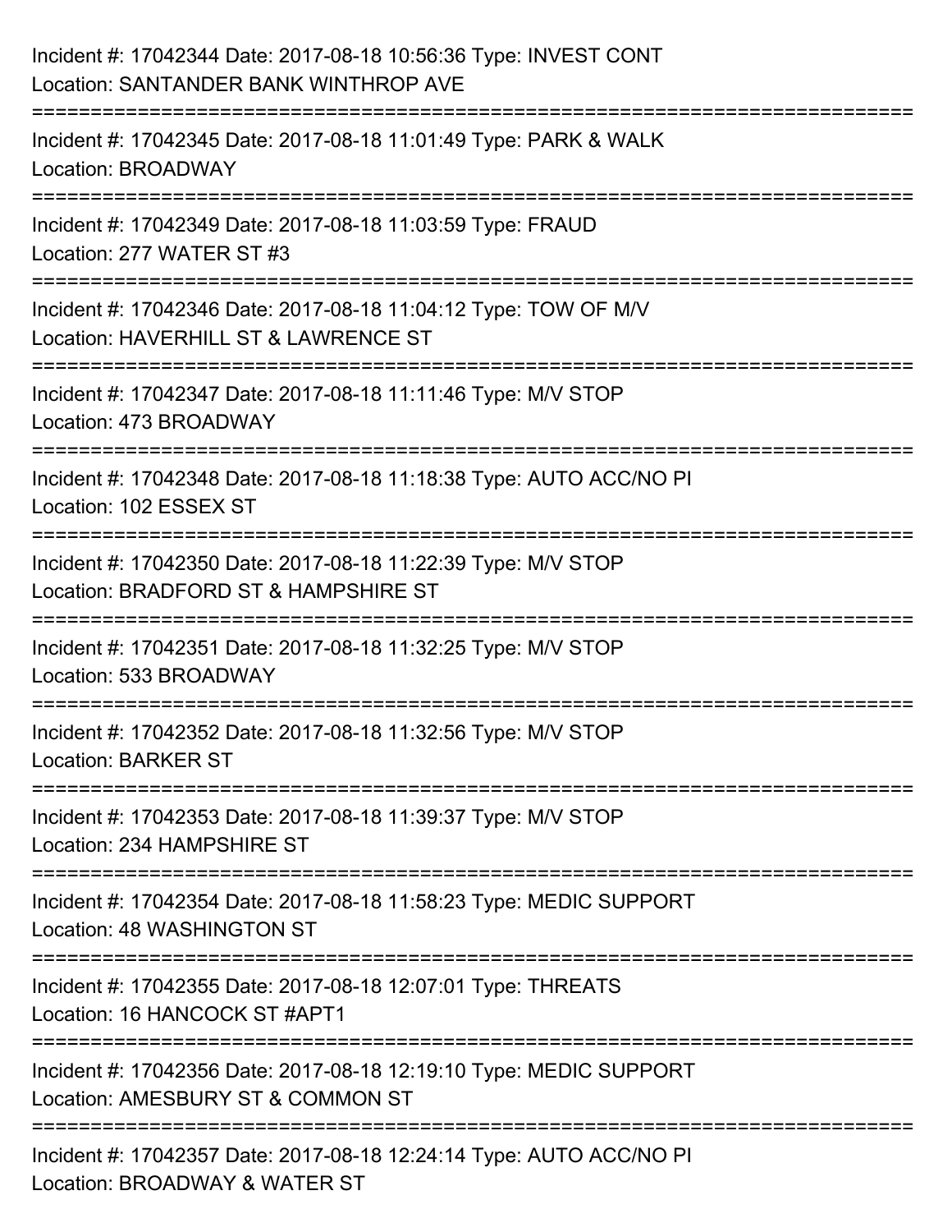Incident #: 17042344 Date: 2017-08-18 10:56:36 Type: INVEST CONT
Location: SANTANDER BANK WINTHROP AVE

===========================================================================

Incident #: 17042345 Date: 2017-08-18 11:01:49 Type: PARK & WALK
Location: BROADWAY

===========================================================================

Incident #: 17042349 Date: 2017-08-18 11:03:59 Type: FRAUD
Location: 277 WATER ST #3

===========================================================================

Incident #: 17042346 Date: 2017-08-18 11:04:12 Type: TOW OF M/V
Location: HAVERHILL ST & LAWRENCE ST

===========================================================================

Incident #: 17042347 Date: 2017-08-18 11:11:46 Type: M/V STOP
Location: 473 BROADWAY

===========================================================================

Incident #: 17042348 Date: 2017-08-18 11:18:38 Type: AUTO ACC/NO PI
Location: 102 ESSEX ST

===========================================================================

Incident #: 17042350 Date: 2017-08-18 11:22:39 Type: M/V STOP
Location: BRADFORD ST & HAMPSHIRE ST

===========================================================================

Incident #: 17042351 Date: 2017-08-18 11:32:25 Type: M/V STOP
Location: 533 BROADWAY

===========================================================================

Incident #: 17042352 Date: 2017-08-18 11:32:56 Type: M/V STOP
Location: BARKER ST

===========================================================================

Incident #: 17042353 Date: 2017-08-18 11:39:37 Type: M/V STOP
Location: 234 HAMPSHIRE ST

===========================================================================

Incident #: 17042354 Date: 2017-08-18 11:58:23 Type: MEDIC SUPPORT
Location: 48 WASHINGTON ST

===========================================================================

Incident #: 17042355 Date: 2017-08-18 12:07:01 Type: THREATS
Location: 16 HANCOCK ST #APT1

===========================================================================

Incident #: 17042356 Date: 2017-08-18 12:19:10 Type: MEDIC SUPPORT
Location: AMESBURY ST & COMMON ST

===========================================================================

Incident #: 17042357 Date: 2017-08-18 12:24:14 Type: AUTO ACC/NO PI
Location: BROADWAY & WATER ST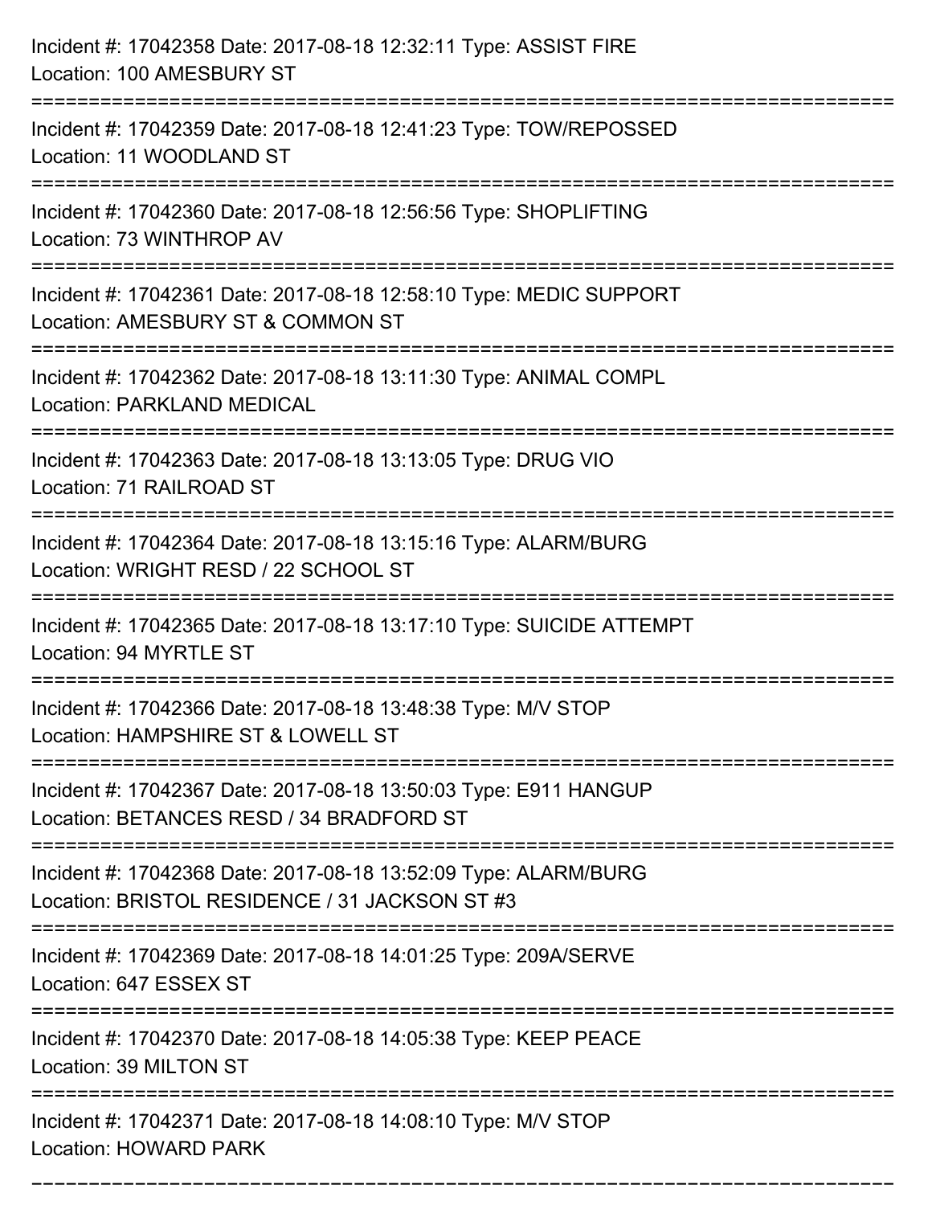Incident #: 17042358 Date: 2017-08-18 12:32:11 Type: ASSIST FIRE
Location: 100 AMESBURY ST

===========================================================================

Incident #: 17042359 Date: 2017-08-18 12:41:23 Type: TOW/REPOSSED
Location: 11 WOODLAND ST

===========================================================================

Incident #: 17042360 Date: 2017-08-18 12:56:56 Type: SHOPLIFTING
Location: 73 WINTHROP AV

===========================================================================

Incident #: 17042361 Date: 2017-08-18 12:58:10 Type: MEDIC SUPPORT
Location: AMESBURY ST & COMMON ST

===========================================================================

Incident #: 17042362 Date: 2017-08-18 13:11:30 Type: ANIMAL COMPL
Location: PARKLAND MEDICAL

===========================================================================

Incident #: 17042363 Date: 2017-08-18 13:13:05 Type: DRUG VIO
Location: 71 RAILROAD ST

===========================================================================

Incident #: 17042364 Date: 2017-08-18 13:15:16 Type: ALARM/BURG
Location: WRIGHT RESD / 22 SCHOOL ST

===========================================================================

Incident #: 17042365 Date: 2017-08-18 13:17:10 Type: SUICIDE ATTEMPT
Location: 94 MYRTLE ST

===========================================================================

Incident #: 17042366 Date: 2017-08-18 13:48:38 Type: M/V STOP
Location: HAMPSHIRE ST & LOWELL ST

===========================================================================

Incident #: 17042367 Date: 2017-08-18 13:50:03 Type: E911 HANGUP
Location: BETANCES RESD / 34 BRADFORD ST

===========================================================================

Incident #: 17042368 Date: 2017-08-18 13:52:09 Type: ALARM/BURG
Location: BRISTOL RESIDENCE / 31 JACKSON ST #3

===========================================================================

Incident #: 17042369 Date: 2017-08-18 14:01:25 Type: 209A/SERVE
Location: 647 ESSEX ST

===========================================================================

Incident #: 17042370 Date: 2017-08-18 14:05:38 Type: KEEP PEACE
Location: 39 MILTON ST

===========================================================================

Incident #: 17042371 Date: 2017-08-18 14:08:10 Type: M/V STOP
Location: HOWARD PARK

===========================================================================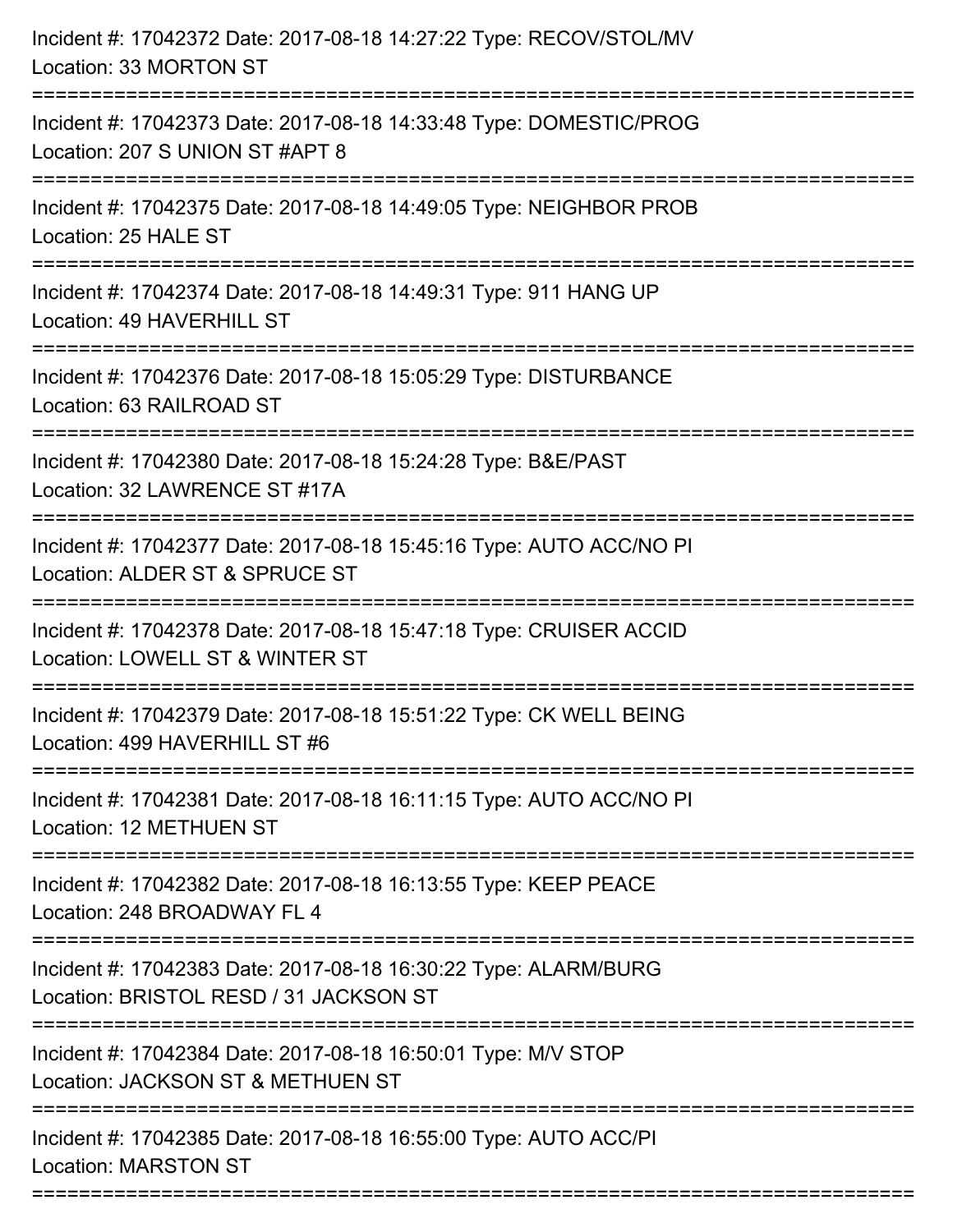Incident #: 17042372 Date: 2017-08-18 14:27:22 Type: RECOV/STOL/MV
Location: 33 MORTON ST

===========================================================================

Incident #: 17042373 Date: 2017-08-18 14:33:48 Type: DOMESTIC/PROG
Location: 207 S UNION ST #APT 8

===========================================================================

Incident #: 17042375 Date: 2017-08-18 14:49:05 Type: NEIGHBOR PROB
Location: 25 HALE ST

===========================================================================

Incident #: 17042374 Date: 2017-08-18 14:49:31 Type: 911 HANG UP
Location: 49 HAVERHILL ST

===========================================================================

Incident #: 17042376 Date: 2017-08-18 15:05:29 Type: DISTURBANCE
Location: 63 RAILROAD ST

===========================================================================

Incident #: 17042380 Date: 2017-08-18 15:24:28 Type: B&E/PAST
Location: 32 LAWRENCE ST #17A

===========================================================================

Incident #: 17042377 Date: 2017-08-18 15:45:16 Type: AUTO ACC/NO PI
Location: ALDER ST & SPRUCE ST

===========================================================================

Incident #: 17042378 Date: 2017-08-18 15:47:18 Type: CRUISER ACCID
Location: LOWELL ST & WINTER ST

===========================================================================

Incident #: 17042379 Date: 2017-08-18 15:51:22 Type: CK WELL BEING
Location: 499 HAVERHILL ST #6

===========================================================================

Incident #: 17042381 Date: 2017-08-18 16:11:15 Type: AUTO ACC/NO PI
Location: 12 METHUEN ST

===========================================================================

Incident #: 17042382 Date: 2017-08-18 16:13:55 Type: KEEP PEACE
Location: 248 BROADWAY FL 4

===========================================================================

Incident #: 17042383 Date: 2017-08-18 16:30:22 Type: ALARM/BURG
Location: BRISTOL RESD / 31 JACKSON ST

===========================================================================

Incident #: 17042384 Date: 2017-08-18 16:50:01 Type: M/V STOP
Location: JACKSON ST & METHUEN ST

===========================================================================

Incident #: 17042385 Date: 2017-08-18 16:55:00 Type: AUTO ACC/PI
Location: MARSTON ST

===========================================================================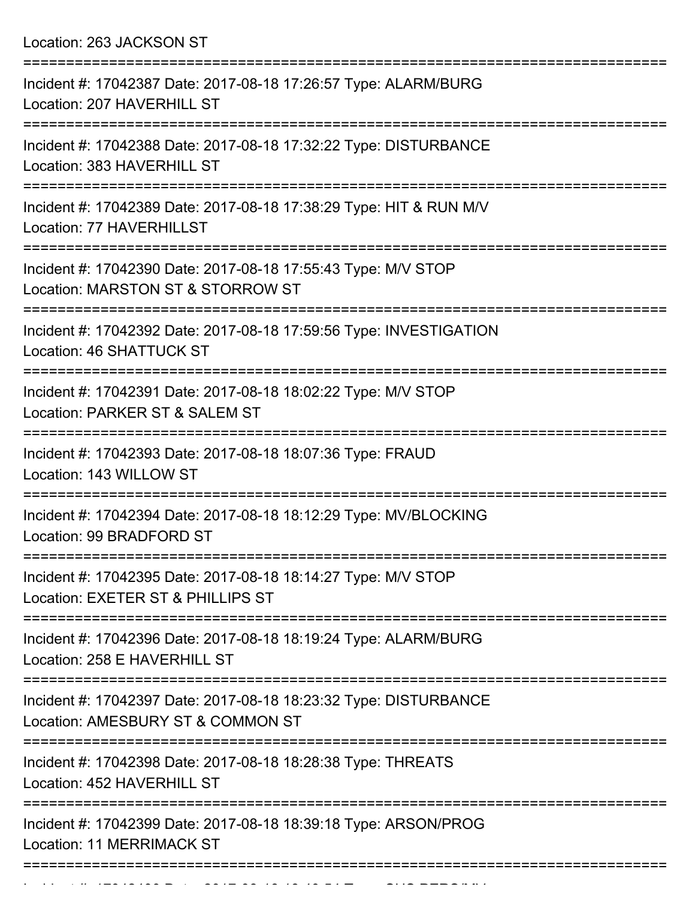Location: 263 JACKSON ST

===========================================================================

Incident #: 17042387 Date: 2017-08-18 17:26:57 Type: ALARM/BURG
Location: 207 HAVERHILL ST

===========================================================================

Incident #: 17042388 Date: 2017-08-18 17:32:22 Type: DISTURBANCE
Location: 383 HAVERHILL ST

===========================================================================

Incident #: 17042389 Date: 2017-08-18 17:38:29 Type: HIT & RUN M/V
Location: 77 HAVERHILLST

===========================================================================

Incident #: 17042390 Date: 2017-08-18 17:55:43 Type: M/V STOP
Location: MARSTON ST & STORROW ST

===========================================================================

Incident #: 17042392 Date: 2017-08-18 17:59:56 Type: INVESTIGATION
Location: 46 SHATTUCK ST

===========================================================================

Incident #: 17042391 Date: 2017-08-18 18:02:22 Type: M/V STOP
Location: PARKER ST & SALEM ST

===========================================================================

Incident #: 17042393 Date: 2017-08-18 18:07:36 Type: FRAUD
Location: 143 WILLOW ST

===========================================================================

Incident #: 17042394 Date: 2017-08-18 18:12:29 Type: MV/BLOCKING
Location: 99 BRADFORD ST

===========================================================================

Incident #: 17042395 Date: 2017-08-18 18:14:27 Type: M/V STOP
Location: EXETER ST & PHILLIPS ST

===========================================================================

Incident #: 17042396 Date: 2017-08-18 18:19:24 Type: ALARM/BURG
Location: 258 E HAVERHILL ST

===========================================================================

Incident #: 17042397 Date: 2017-08-18 18:23:32 Type: DISTURBANCE
Location: AMESBURY ST & COMMON ST

===========================================================================

Incident #: 17042398 Date: 2017-08-18 18:28:38 Type: THREATS
Location: 452 HAVERHILL ST

===========================================================================

Incident #: 17042399 Date: 2017-08-18 18:39:18 Type: ARSON/PROG
Location: 11 MERRIMACK ST

===========================================================================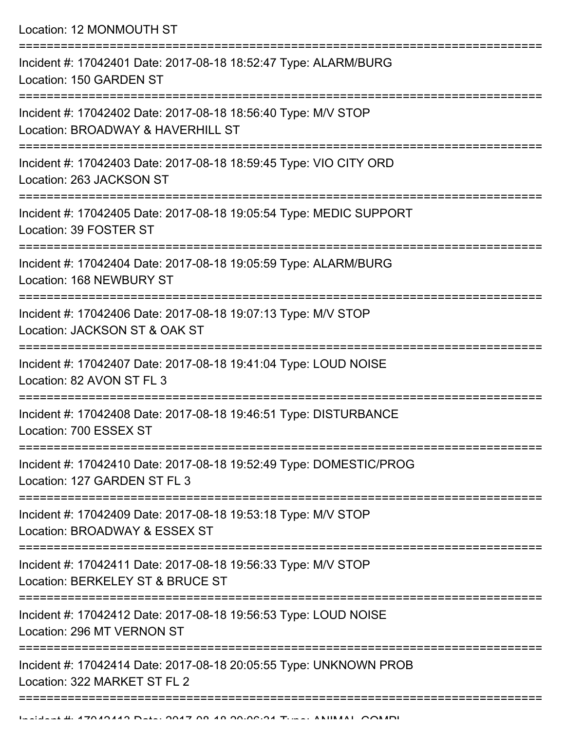Location: 12 MONMOUTH ST

===========================================================================

Incident #: 17042401 Date: 2017-08-18 18:52:47 Type: ALARM/BURG
Location: 150 GARDEN ST

===========================================================================

Incident #: 17042402 Date: 2017-08-18 18:56:40 Type: M/V STOP
Location: BROADWAY & HAVERHILL ST

===========================================================================

Incident #: 17042403 Date: 2017-08-18 18:59:45 Type: VIO CITY ORD
Location: 263 JACKSON ST

===========================================================================

Incident #: 17042405 Date: 2017-08-18 19:05:54 Type: MEDIC SUPPORT
Location: 39 FOSTER ST

===========================================================================

Incident #: 17042404 Date: 2017-08-18 19:05:59 Type: ALARM/BURG
Location: 168 NEWBURY ST

===========================================================================

Incident #: 17042406 Date: 2017-08-18 19:07:13 Type: M/V STOP
Location: JACKSON ST & OAK ST

===========================================================================

Incident #: 17042407 Date: 2017-08-18 19:41:04 Type: LOUD NOISE
Location: 82 AVON ST FL 3

===========================================================================

Incident #: 17042408 Date: 2017-08-18 19:46:51 Type: DISTURBANCE
Location: 700 ESSEX ST

===========================================================================

Incident #: 17042410 Date: 2017-08-18 19:52:49 Type: DOMESTIC/PROG
Location: 127 GARDEN ST FL 3

===========================================================================

Incident #: 17042409 Date: 2017-08-18 19:53:18 Type: M/V STOP
Location: BROADWAY & ESSEX ST

===========================================================================

Incident #: 17042411 Date: 2017-08-18 19:56:33 Type: M/V STOP
Location: BERKELEY ST & BRUCE ST

===========================================================================

Incident #: 17042412 Date: 2017-08-18 19:56:53 Type: LOUD NOISE
Location: 296 MT VERNON ST

===========================================================================

Incident #: 17042414 Date: 2017-08-18 20:05:55 Type: UNKNOWN PROB
Location: 322 MARKET ST FL 2

===========================================================================

Incident #: 17042413 Date: 2017-08-18 20:06:31 Type: ANIMAL COMPL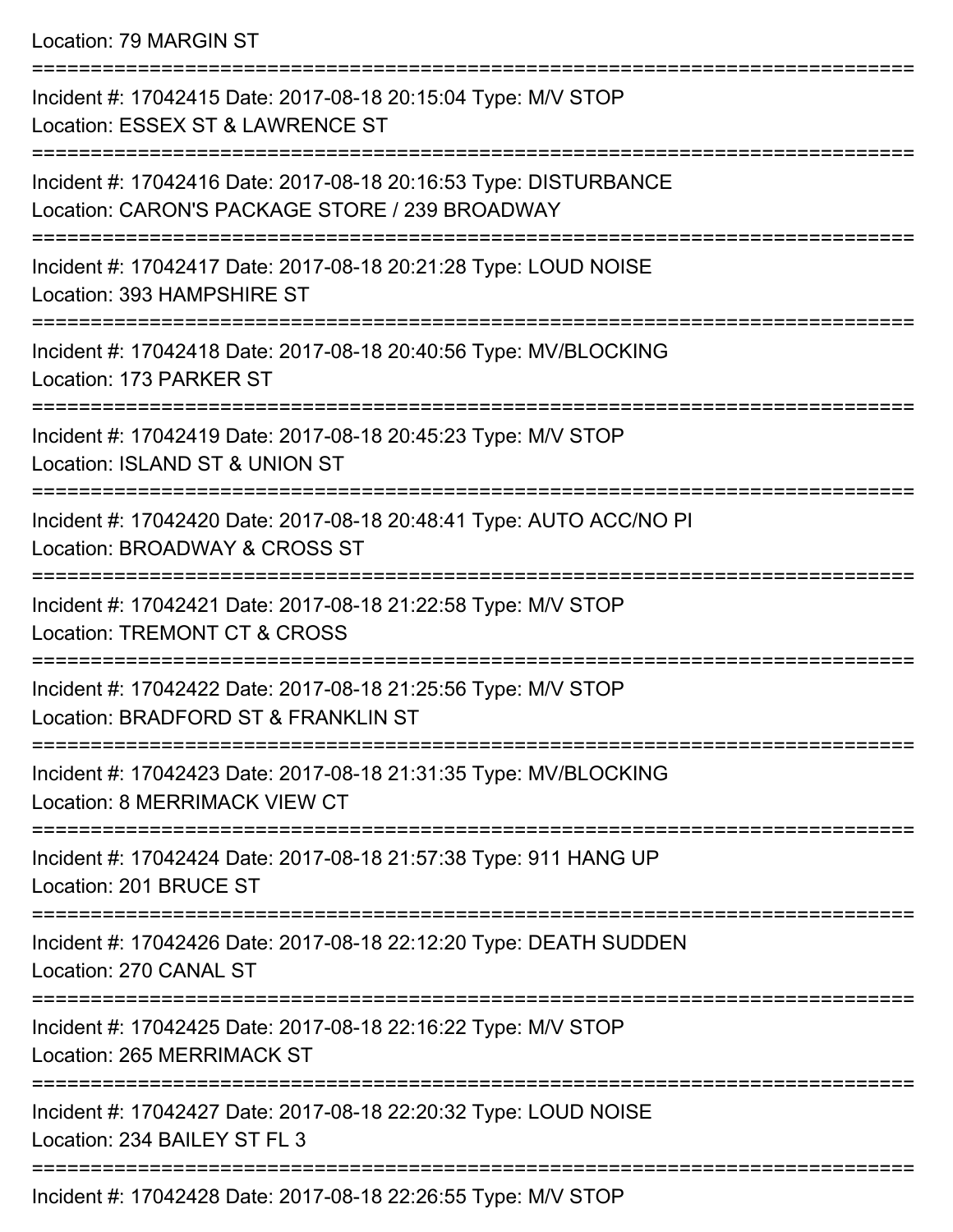Location: 79 MARGIN ST

===========================================================================

Incident #: 17042415 Date: 2017-08-18 20:15:04 Type: M/V STOP
Location: ESSEX ST & LAWRENCE ST

===========================================================================

Incident #: 17042416 Date: 2017-08-18 20:16:53 Type: DISTURBANCE
Location: CARON'S PACKAGE STORE / 239 BROADWAY

===========================================================================

Incident #: 17042417 Date: 2017-08-18 20:21:28 Type: LOUD NOISE
Location: 393 HAMPSHIRE ST

===========================================================================

Incident #: 17042418 Date: 2017-08-18 20:40:56 Type: MV/BLOCKING
Location: 173 PARKER ST

===========================================================================

Incident #: 17042419 Date: 2017-08-18 20:45:23 Type: M/V STOP
Location: ISLAND ST & UNION ST

===========================================================================

Incident #: 17042420 Date: 2017-08-18 20:48:41 Type: AUTO ACC/NO PI
Location: BROADWAY & CROSS ST

===========================================================================

Incident #: 17042421 Date: 2017-08-18 21:22:58 Type: M/V STOP
Location: TREMONT CT & CROSS

===========================================================================

Incident #: 17042422 Date: 2017-08-18 21:25:56 Type: M/V STOP
Location: BRADFORD ST & FRANKLIN ST

===========================================================================

Incident #: 17042423 Date: 2017-08-18 21:31:35 Type: MV/BLOCKING
Location: 8 MERRIMACK VIEW CT

===========================================================================

Incident #: 17042424 Date: 2017-08-18 21:57:38 Type: 911 HANG UP
Location: 201 BRUCE ST

===========================================================================

Incident #: 17042426 Date: 2017-08-18 22:12:20 Type: DEATH SUDDEN
Location: 270 CANAL ST

===========================================================================

Incident #: 17042425 Date: 2017-08-18 22:16:22 Type: M/V STOP
Location: 265 MERRIMACK ST

===========================================================================

Incident #: 17042427 Date: 2017-08-18 22:20:32 Type: LOUD NOISE
Location: 234 BAILEY ST FL 3

===========================================================================

Incident #: 17042428 Date: 2017-08-18 22:26:55 Type: M/V STOP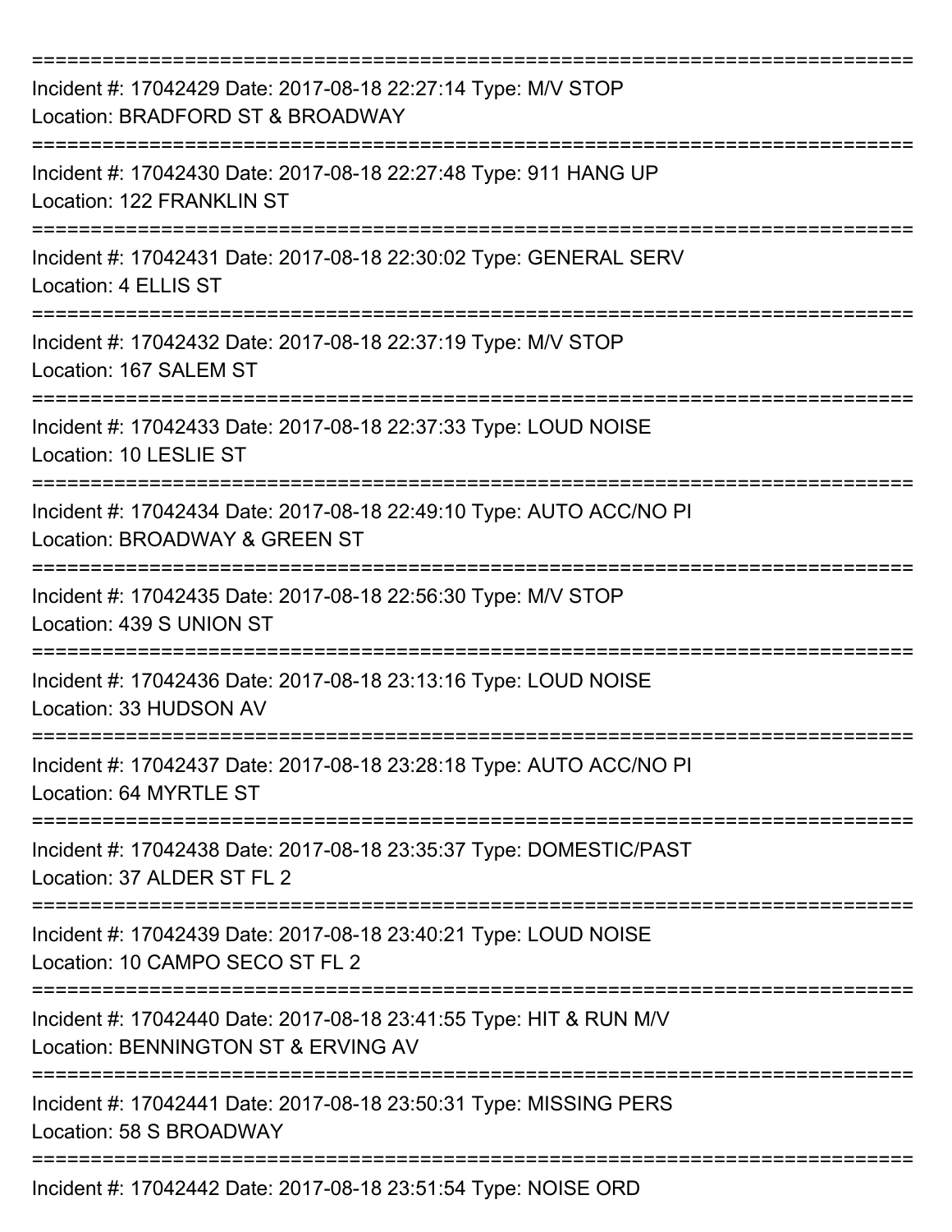===========================================================================

Incident #: 17042429 Date: 2017-08-18 22:27:14 Type: M/V STOP
Location: BRADFORD ST & BROADWAY

===========================================================================

Incident #: 17042430 Date: 2017-08-18 22:27:48 Type: 911 HANG UP
Location: 122 FRANKLIN ST

===========================================================================

Incident #: 17042431 Date: 2017-08-18 22:30:02 Type: GENERAL SERV
Location: 4 ELLIS ST

===========================================================================

Incident #: 17042432 Date: 2017-08-18 22:37:19 Type: M/V STOP
Location: 167 SALEM ST

===========================================================================

Incident #: 17042433 Date: 2017-08-18 22:37:33 Type: LOUD NOISE
Location: 10 LESLIE ST

===========================================================================

Incident #: 17042434 Date: 2017-08-18 22:49:10 Type: AUTO ACC/NO PI
Location: BROADWAY & GREEN ST

===========================================================================

Incident #: 17042435 Date: 2017-08-18 22:56:30 Type: M/V STOP
Location: 439 S UNION ST

===========================================================================

Incident #: 17042436 Date: 2017-08-18 23:13:16 Type: LOUD NOISE
Location: 33 HUDSON AV

===========================================================================

Incident #: 17042437 Date: 2017-08-18 23:28:18 Type: AUTO ACC/NO PI
Location: 64 MYRTLE ST

===========================================================================

Incident #: 17042438 Date: 2017-08-18 23:35:37 Type: DOMESTIC/PAST
Location: 37 ALDER ST FL 2

===========================================================================

Incident #: 17042439 Date: 2017-08-18 23:40:21 Type: LOUD NOISE
Location: 10 CAMPO SECO ST FL 2

===========================================================================

Incident #: 17042440 Date: 2017-08-18 23:41:55 Type: HIT & RUN M/V
Location: BENNINGTON ST & ERVING AV

===========================================================================

Incident #: 17042441 Date: 2017-08-18 23:50:31 Type: MISSING PERS
Location: 58 S BROADWAY

===========================================================================

Incident #: 17042442 Date: 2017-08-18 23:51:54 Type: NOISE ORD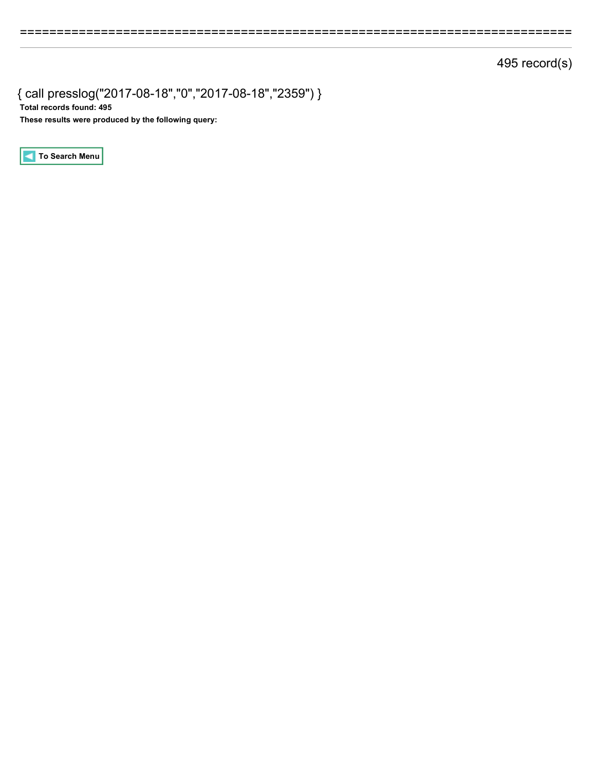================================================================================

---

495 record(s)

{ call presslog("2017-08-18","0","2017-08-18","2359") }

**Total records found: 495**

**These results were produced by the following query:**

**To Search Menu**